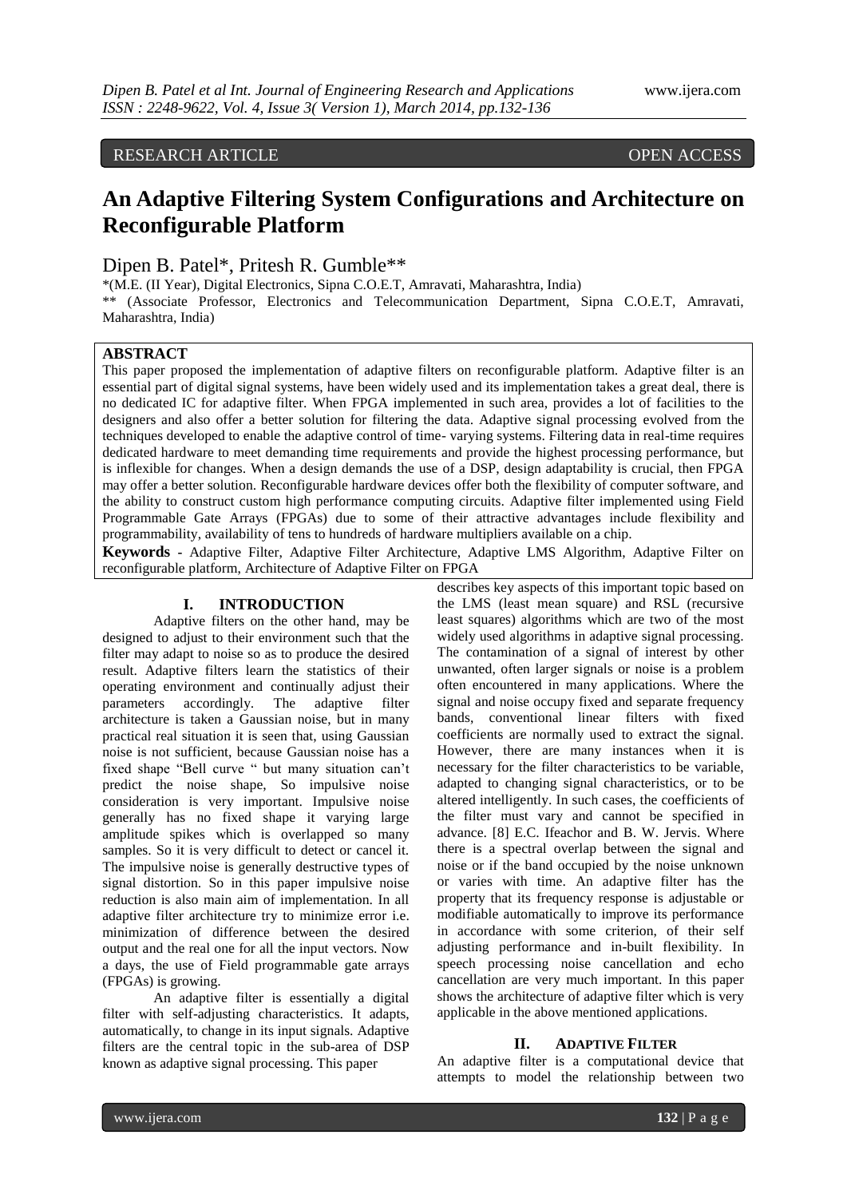RESEARCH ARTICLE OPEN ACCESS

# An Adaptive Filtering System Configurations and Architecture on Reconfigurable Platform

Dipen B. Patel*, Pritesh R. Gumble**

*(M.E. (II Year), Digital Electronics, Sipna C.O.E.T, Amravati, Maharashtra, India)

** (Associate Professor, Electronics and Telecommunication Department, Sipna C.O.E.T, Amravati, Maharashtra, India)

## ABSTRACT

This paper proposed the implementation of adaptive filters on reconfigurable platform. Adaptive filter is an essential part of digital signal systems, have been widely used and its implementation takes a great deal, there is no dedicated IC for adaptive filter. When FPGA implemented in such area, provides a lot of facilities to the designers and also offer a better solution for filtering the data. Adaptive signal processing evolved from the techniques developed to enable the adaptive control of time- varying systems. Filtering data in real-time requires dedicated hardware to meet demanding time requirements and provide the highest processing performance, but is inflexible for changes. When a design demands the use of a DSP, design adaptability is crucial, then FPGA may offer a better solution. Reconfigurable hardware devices offer both the flexibility of computer software, and the ability to construct custom high performance computing circuits. Adaptive filter implemented using Field Programmable Gate Arrays (FPGAs) due to some of their attractive advantages include flexibility and programmability, availability of tens to hundreds of hardware multipliers available on a chip.

**Keywords** - Adaptive Filter, Adaptive Filter Architecture, Adaptive LMS Algorithm, Adaptive Filter on reconfigurable platform, Architecture of Adaptive Filter on FPGA

## I. INTRODUCTION

Adaptive filters on the other hand, may be designed to adjust to their environment such that the filter may adapt to noise so as to produce the desired result. Adaptive filters learn the statistics of their operating environment and continually adjust their parameters accordingly. The adaptive filter architecture is taken a Gaussian noise, but in many practical real situation it is seen that, using Gaussian noise is not sufficient, because Gaussian noise has a fixed shape "Bell curve " but many situation can't predict the noise shape, So impulsive noise consideration is very important. Impulsive noise generally has no fixed shape it varying large amplitude spikes which is overlapped so many samples. So it is very difficult to detect or cancel it. The impulsive noise is generally destructive types of signal distortion. So in this paper impulsive noise reduction is also main aim of implementation. In all adaptive filter architecture try to minimize error i.e. minimization of difference between the desired output and the real one for all the input vectors. Now a days, the use of Field programmable gate arrays (FPGAs) is growing.

An adaptive filter is essentially a digital filter with self-adjusting characteristics. It adapts, automatically, to change in its input signals. Adaptive filters are the central topic in the sub-area of DSP known as adaptive signal processing. This paper describes key aspects of this important topic based on the LMS (least mean square) and RSL (recursive least squares) algorithms which are two of the most widely used algorithms in adaptive signal processing. The contamination of a signal of interest by other unwanted, often larger signals or noise is a problem often encountered in many applications. Where the signal and noise occupy fixed and separate frequency bands, conventional linear filters with fixed coefficients are normally used to extract the signal. However, there are many instances when it is necessary for the filter characteristics to be variable, adapted to changing signal characteristics, or to be altered intelligently. In such cases, the coefficients of the filter must vary and cannot be specified in advance. [8] E.C. Ifeachor and B. W. Jervis. Where there is a spectral overlap between the signal and noise or if the band occupied by the noise unknown or varies with time. An adaptive filter has the property that its frequency response is adjustable or modifiable automatically to improve its performance in accordance with some criterion, of their self adjusting performance and in-built flexibility. In speech processing noise cancellation and echo cancellation are very much important. In this paper shows the architecture of adaptive filter which is very applicable in the above mentioned applications.

## II. ADAPTIVE FILTER

An adaptive filter is a computational device that attempts to model the relationship between two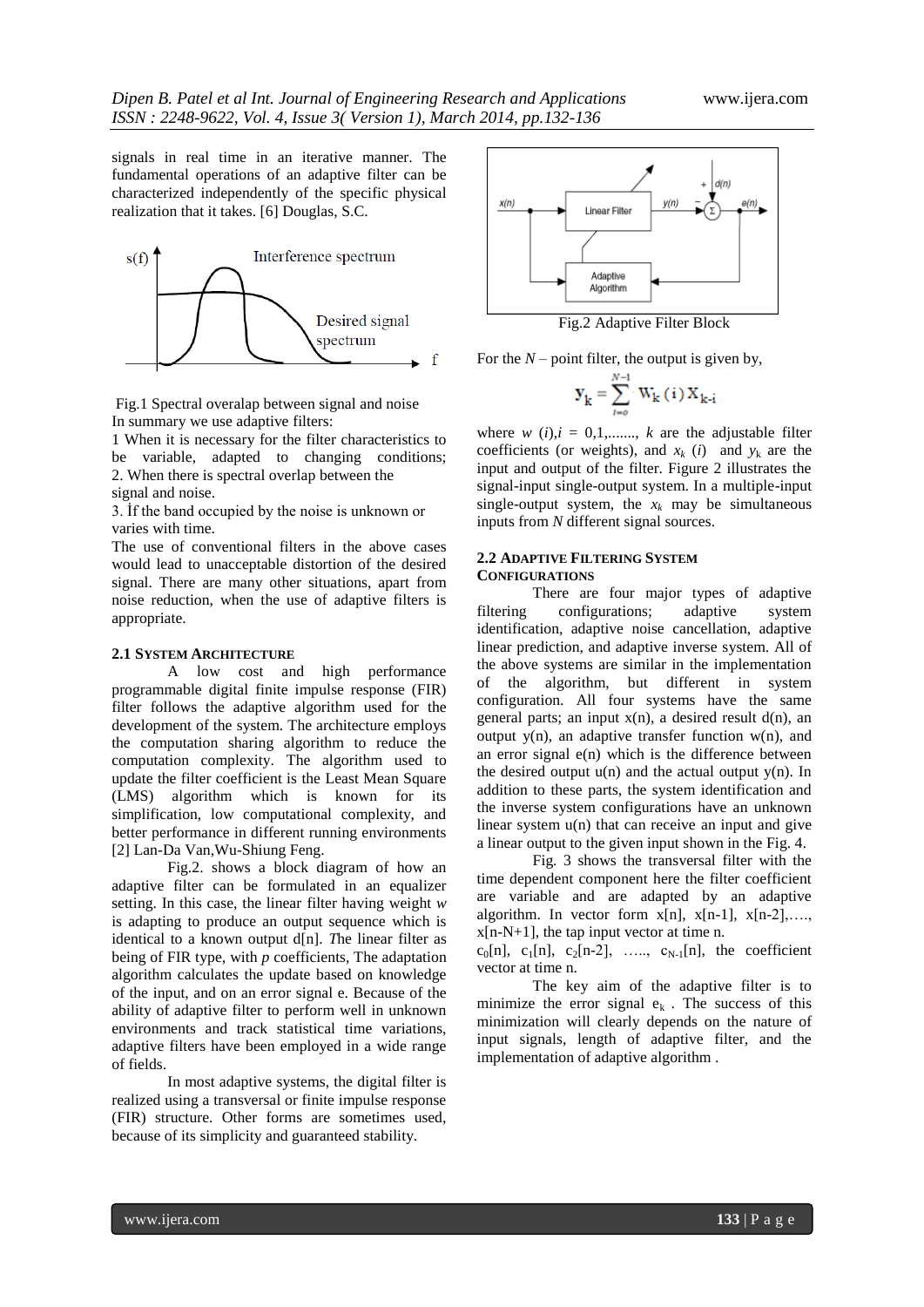signals in real time in an iterative manner. The fundamental operations of an adaptive filter can be characterized independently of the specific physical realization that it takes. [6] Douglas, S.C.

Fig.1 Spectral overalap between signal and noise

In summary we use adaptive filters:

1 When it is necessary for the filter characteristics to be variable, adapted to changing conditions;

2. When there is spectral overlap between the signal and noise.

3. İf the band occupied by the noise is unknown or varies with time.

The use of conventional filters in the above cases would lead to unacceptable distortion of the desired signal. There are many other situations, apart from noise reduction, when the use of adaptive filters is appropriate.

### 2.1 System Architecture

A low cost and high performance programmable digital finite impulse response (FIR) filter follows the adaptive algorithm used for the development of the system. The architecture employs the computation sharing algorithm to reduce the computation complexity. The algorithm used to update the filter coefficient is the Least Mean Square (LMS) algorithm which is known for its simplification, low computational complexity, and better performance in different running environments [2] Lan-Da Van,Wu-Shiung Feng.

Fig.2. shows a block diagram of how an adaptive filter can be formulated in an equalizer setting. In this case, the linear filter having weight *w* is adapting to produce an output sequence which is identical to a known output d[n]. *T*he linear filter as being of FIR type, with *p* coefficients, The adaptation algorithm calculates the update based on knowledge of the input, and on an error signal e. Because of the ability of adaptive filter to perform well in unknown environments and track statistical time variations, adaptive filters have been employed in a wide range of fields.

In most adaptive systems, the digital filter is realized using a transversal or finite impulse response (FIR) structure. Other forms are sometimes used, because of its simplicity and guaranteed stability.

Fig.2 Adaptive Filter Block

For the *N* – point filter, the output is given by,

$$y_k = \sum_{i=0}^{N-1} W_k(i)X_{k-i}$$

where $w(i), i = 0,1,\ldots\ldots, k$ are the adjustable filter coefficients (or weights), and $x_k(i)$ and $y_k$ are the input and output of the filter. Figure 2 illustrates the signal-input single-output system. In a multiple-input single-output system, the $x_k$ may be simultaneous inputs from *N* different signal sources.

### 2.2 Adaptive Filtering System Configurations

There are four major types of adaptive filtering configurations; adaptive system identification, adaptive noise cancellation, adaptive linear prediction, and adaptive inverse system. All of the above systems are similar in the implementation of the algorithm, but different in system configuration. All four systems have the same general parts; an input x(n), a desired result d(n), an output y(n), an adaptive transfer function w(n), and an error signal e(n) which is the difference between the desired output u(n) and the actual output y(n). In addition to these parts, the system identification and the inverse system configurations have an unknown linear system u(n) that can receive an input and give a linear output to the given input shown in the Fig. 4.

Fig. 3 shows the transversal filter with the time dependent component here the filter coefficient are variable and are adapted by an adaptive algorithm. In vector form x[n], x[n-1], x[n-2],…., x[n-N+1], the tap input vector at time n.

$c_0[n]$, $c_1[n]$, $c_2[n-2]$, ….., $c_{N-1}[n]$, the coefficient vector at time n.

The key aim of the adaptive filter is to minimize the error signal $e_k$ . The success of this minimization will clearly depends on the nature of input signals, length of adaptive filter, and the implementation of adaptive algorithm .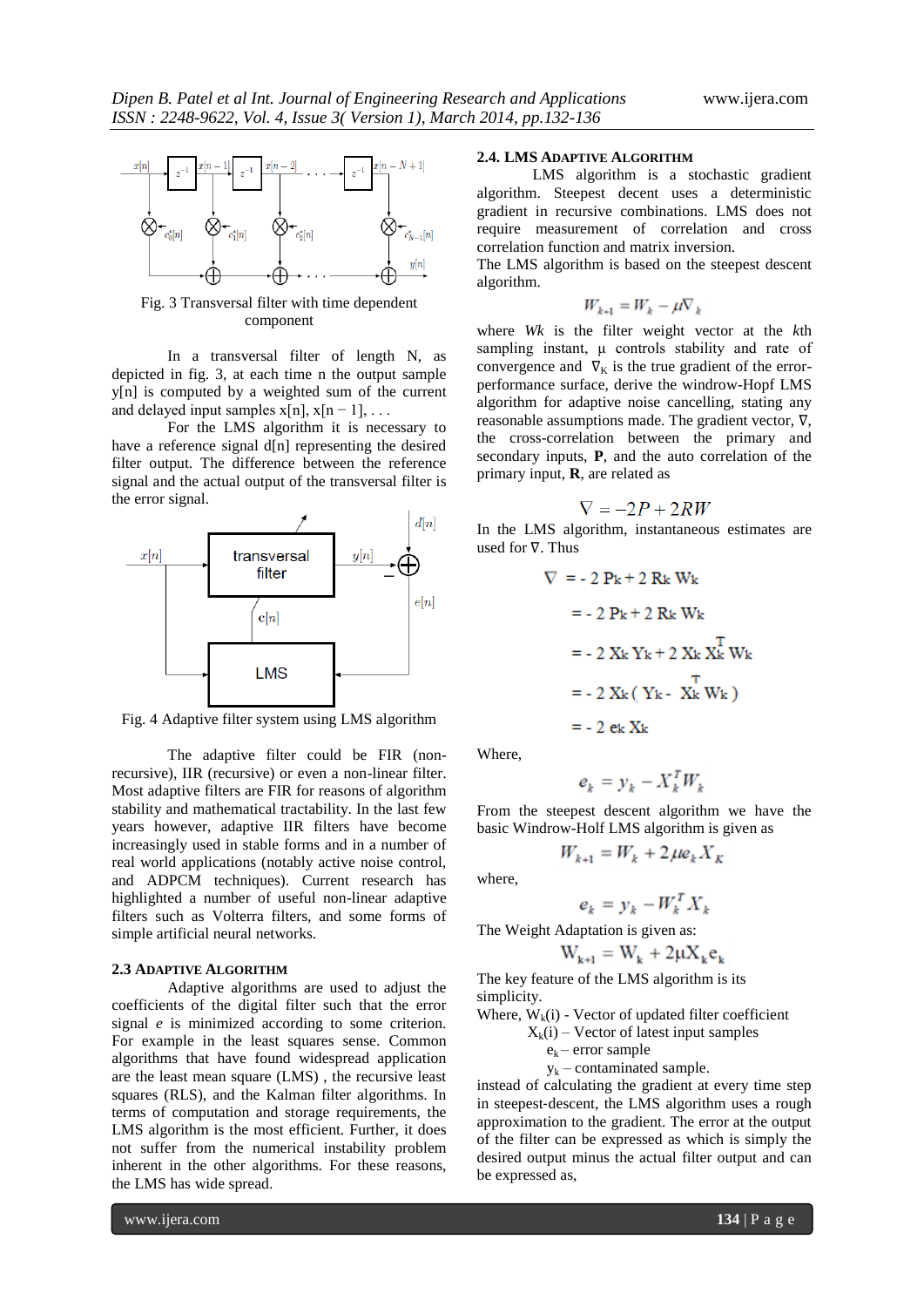Fig. 3 Transversal filter with time dependent component

In a transversal filter of length N, as depicted in fig. 3, at each time n the output sample y[n] is computed by a weighted sum of the current and delayed input samples x[n], x[n − 1], . . .

For the LMS algorithm it is necessary to have a reference signal d[n] representing the desired filter output. The difference between the reference signal and the actual output of the transversal filter is the error signal.

Fig. 4 Adaptive filter system using LMS algorithm

The adaptive filter could be FIR (non-recursive), IIR (recursive) or even a non-linear filter. Most adaptive filters are FIR for reasons of algorithm stability and mathematical tractability. In the last few years however, adaptive IIR filters have become increasingly used in stable forms and in a number of real world applications (notably active noise control, and ADPCM techniques). Current research has highlighted a number of useful non-linear adaptive filters such as Volterra filters, and some forms of simple artificial neural networks.

### 2.3 Adaptive Algorithm

Adaptive algorithms are used to adjust the coefficients of the digital filter such that the error signal *e* is minimized according to some criterion. For example in the least squares sense. Common algorithms that have found widespread application are the least mean square (LMS) , the recursive least squares (RLS), and the Kalman filter algorithms. In terms of computation and storage requirements, the LMS algorithm is the most efficient. Further, it does not suffer from the numerical instability problem inherent in the other algorithms. For these reasons, the LMS has wide spread.

### 2.4. LMS Adaptive Algorithm

LMS algorithm is a stochastic gradient algorithm. Steepest decent uses a deterministic gradient in recursive combinations. LMS does not require measurement of correlation and cross correlation function and matrix inversion.

The LMS algorithm is based on the steepest descent algorithm.

$$W_{k+1} = W_k - \mu \nabla_k$$

where *Wk* is the filter weight vector at the *k*th sampling instant, μ controls stability and rate of convergence and $\nabla_K$ is the true gradient of the error-performance surface, derive the windrow-Hopf LMS algorithm for adaptive noise cancelling, stating any reasonable assumptions made. The gradient vector, ∇, the cross-correlation between the primary and secondary inputs, **P**, and the auto correlation of the primary input, **R**, are related as

$$\nabla = -2P + 2RW$$

In the LMS algorithm, instantaneous estimates are used for ∇. Thus

$$\begin{aligned}
\nabla &= -2\,P_k + 2\,R_k W_k \\
&= -2\,P_k + 2\,R_k W_k \\
&= -2\,X_k Y_k + 2\,X_k X_k^T W_k \\
&= -2\,X_k\,(Y_k - X_k^T W_k) \\
&= -2\,e_k X_k
\end{aligned}$$

Where,

$$e_k = y_k - X_k^T W_k$$

From the steepest descent algorithm we have the basic Windrow-Holf LMS algorithm is given as

$$W_{k+1} = W_k + 2\mu e_k X_K$$

where,

$$e_k = y_k - W_k^T X_k$$

The Weight Adaptation is given as:

$$W_{k+1} = W_k + 2\mu X_k e_k$$

The key feature of the LMS algorithm is its simplicity.

Where, $W_k(i)$ - Vector of updated filter coefficient

$X_k(i)$ – Vector of latest input samples

$e_k$ – error sample

$y_k$ – contaminated sample.

instead of calculating the gradient at every time step in steepest-descent, the LMS algorithm uses a rough approximation to the gradient. The error at the output of the filter can be expressed as which is simply the desired output minus the actual filter output and can be expressed as,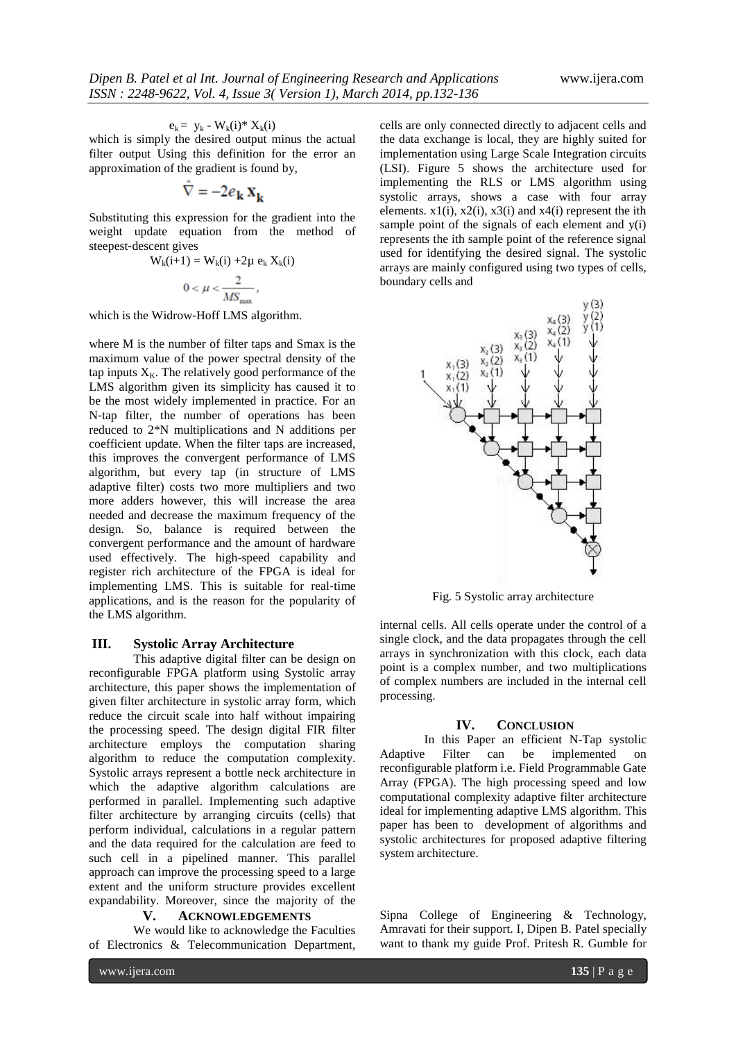$$e_k = y_k - W_k(i)^* X_k(i)$$

which is simply the desired output minus the actual filter output Using this definition for the error an approximation of the gradient is found by,

$$\hat{\nabla} = -2e_{\mathbf{k}} \mathbf{x}_{\mathbf{k}}$$

Substituting this expression for the gradient into the weight update equation from the method of steepest-descent gives

$$W_k(i+1) = W_k(i) + 2\mu\, e_k\, X_k(i)$$

$$0 < \mu < \frac{2}{MS_{\max}},$$

which is the Widrow-Hoff LMS algorithm.

where M is the number of filter taps and Smax is the maximum value of the power spectral density of the tap inputs $X_K$. The relatively good performance of the LMS algorithm given its simplicity has caused it to be the most widely implemented in practice. For an N-tap filter, the number of operations has been reduced to 2*N multiplications and N additions per coefficient update. When the filter taps are increased, this improves the convergent performance of LMS algorithm, but every tap (in structure of LMS adaptive filter) costs two more multipliers and two more adders however, this will increase the area needed and decrease the maximum frequency of the design. So, balance is required between the convergent performance and the amount of hardware used effectively. The high-speed capability and register rich architecture of the FPGA is ideal for implementing LMS. This is suitable for real-time applications, and is the reason for the popularity of the LMS algorithm.

## III. Systolic Array Architecture

This adaptive digital filter can be design on reconfigurable FPGA platform using Systolic array architecture, this paper shows the implementation of given filter architecture in systolic array form, which reduce the circuit scale into half without impairing the processing speed. The design digital FIR filter architecture employs the computation sharing algorithm to reduce the computation complexity. Systolic arrays represent a bottle neck architecture in which the adaptive algorithm calculations are performed in parallel. Implementing such adaptive filter architecture by arranging circuits (cells) that perform individual, calculations in a regular pattern and the data required for the calculation are feed to such cell in a pipelined manner. This parallel approach can improve the processing speed to a large extent and the uniform structure provides excellent expandability. Moreover, since the majority of the cells are only connected directly to adjacent cells and the data exchange is local, they are highly suited for implementation using Large Scale Integration circuits (LSI). Figure 5 shows the architecture used for implementing the RLS or LMS algorithm using systolic arrays, shows a case with four array elements. x1(i), x2(i), x3(i) and x4(i) represent the ith sample point of the signals of each element and y(i) represents the ith sample point of the reference signal used for identifying the desired signal. The systolic arrays are mainly configured using two types of cells, boundary cells and internal cells. All cells operate under the control of a single clock, and the data propagates through the cell arrays in synchronization with this clock, each data point is a complex number, and two multiplications of complex numbers are included in the internal cell processing.

Fig. 5 Systolic array architecture

## IV. Conclusion

In this Paper an efficient N-Tap systolic Adaptive Filter can be implemented on reconfigurable platform i.e. Field Programmable Gate Array (FPGA). The high processing speed and low computational complexity adaptive filter architecture ideal for implementing adaptive LMS algorithm. This paper has been to development of algorithms and systolic architectures for proposed adaptive filtering system architecture.

## V. Acknowledgements

We would like to acknowledge the Faculties of Electronics & Telecommunication Department, Sipna College of Engineering & Technology, Amravati for their support. I, Dipen B. Patel specially want to thank my guide Prof. Pritesh R. Gumble for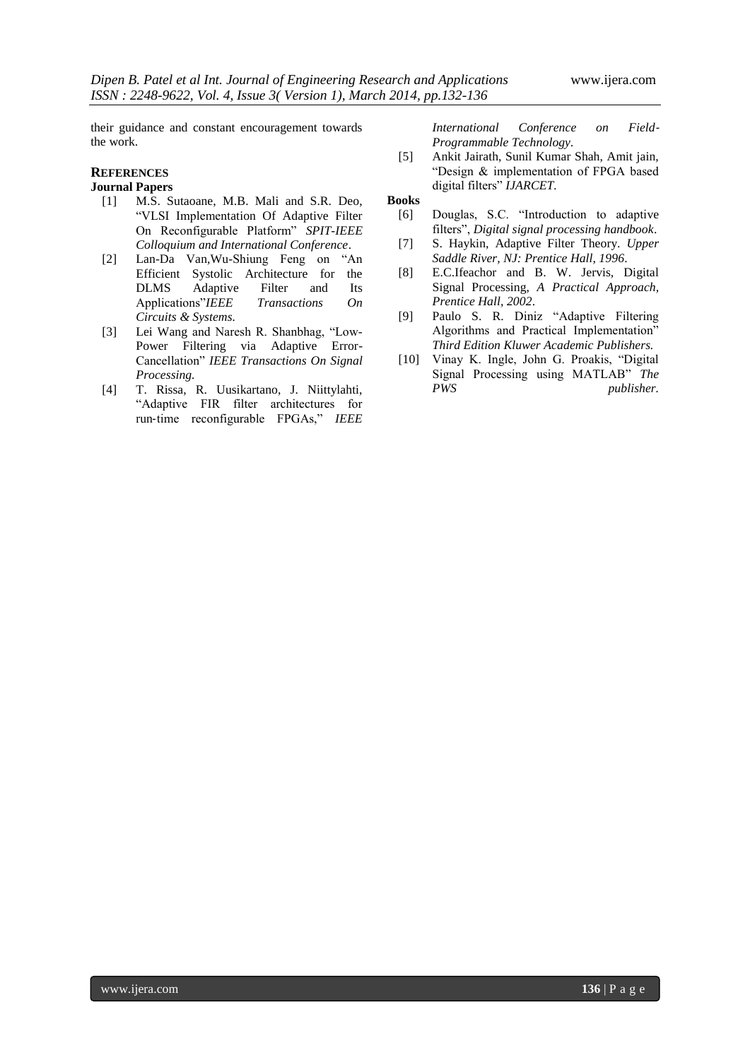their guidance and constant encouragement towards the work.

## REFERENCES

### Journal Papers

[1] M.S. Sutaoane, M.B. Mali and S.R. Deo, "VLSI Implementation Of Adaptive Filter On Reconfigurable Platform" *SPIT-IEEE Colloquium and International Conference*.

[2] Lan-Da Van,Wu-Shiung Feng on "An Efficient Systolic Architecture for the DLMS Adaptive Filter and Its Applications"*IEEE Transactions On Circuits & Systems.*

[3] Lei Wang and Naresh R. Shanbhag, "Low-Power Filtering via Adaptive Error-Cancellation" *IEEE Transactions On Signal Processing.*

[4] T. Rissa, R. Uusikartano, J. Niittylahti, "Adaptive FIR filter architectures for run-time reconfigurable FPGAs," *IEEE International Conference on Field-Programmable Technology*.

[5] Ankit Jairath, Sunil Kumar Shah, Amit jain, "Design & implementation of FPGA based digital filters" *IJARCET*.

### Books

[6] Douglas, S.C. "Introduction to adaptive filters", *Digital signal processing handbook*.

[7] S. Haykin, Adaptive Filter Theory. *Upper Saddle River, NJ: Prentice Hall, 1996*.

[8] E.C.Ifeachor and B. W. Jervis, Digital Signal Processing, *A Practical Approach, Prentice Hall, 2002*.

[9] Paulo S. R. Diniz "Adaptive Filtering Algorithms and Practical Implementation" *Third Edition Kluwer Academic Publishers.*

[10] Vinay K. Ingle, John G. Proakis, "Digital Signal Processing using MATLAB" *The PWS publisher.*